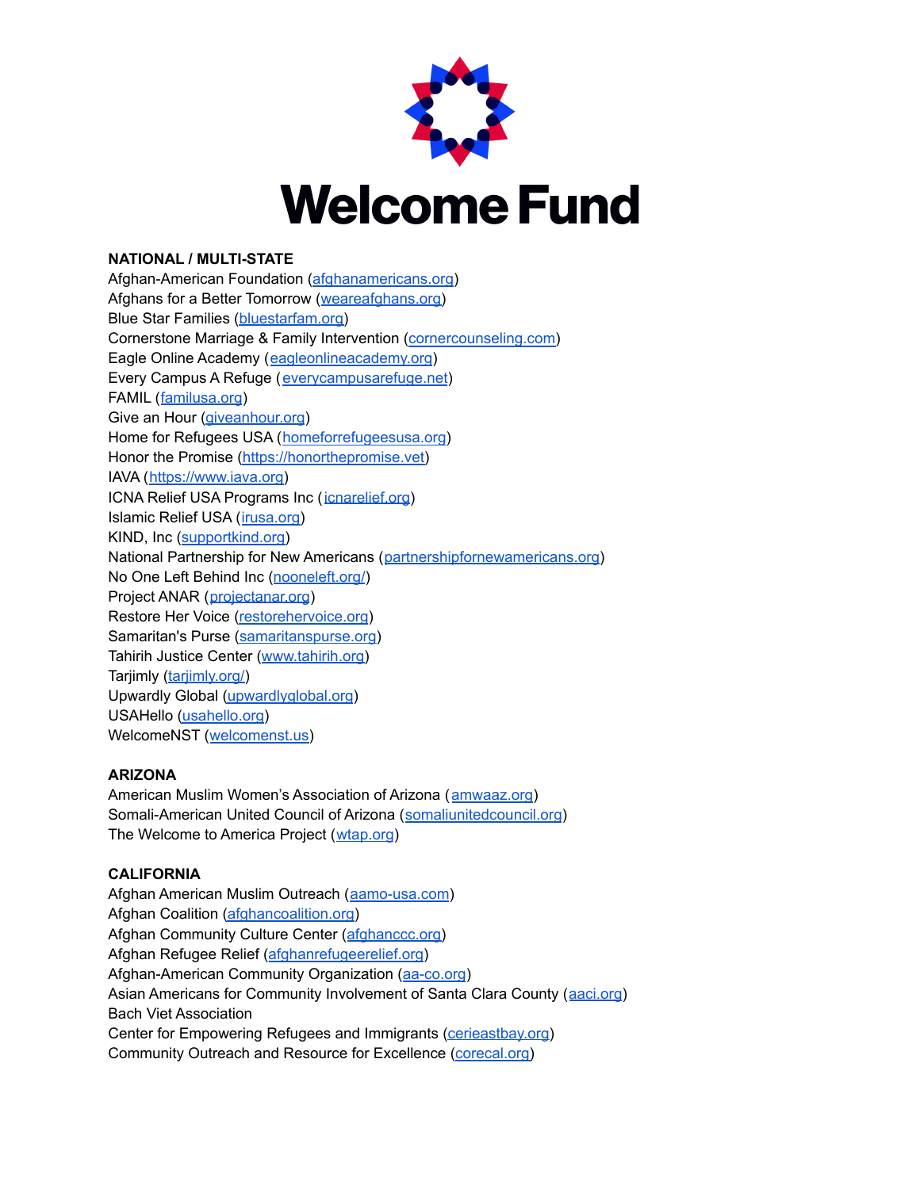# Welcome Fund

**NATIONAL / MULTI-STATE**

Afghan-American Foundation (afghanamericans.org)
Afghans for a Better Tomorrow (weareafghans.org)
Blue Star Families (bluestarfam.org)
Cornerstone Marriage & Family Intervention (cornercounseling.com)
Eagle Online Academy (eagleonlineacademy.org)
Every Campus A Refuge (everycampusarefuge.net)
FAMIL (familusa.org)
Give an Hour (giveanhour.org)
Home for Refugees USA (homeforrefugeesusa.org)
Honor the Promise (https://honorthepromise.vet)
IAVA (https://www.iava.org)
ICNA Relief USA Programs Inc (icnarelief.org)
Islamic Relief USA (irusa.org)
KIND, Inc (supportkind.org)
National Partnership for New Americans (partnershipfornewamericans.org)
No One Left Behind Inc (nooneleft.org/)
Project ANAR (projectanar.org)
Restore Her Voice (restorehervoice.org)
Samaritan's Purse (samaritanspurse.org)
Tahirih Justice Center (www.tahirih.org)
Tarjimly (tarjimly.org/)
Upwardly Global (upwardlyglobal.org)
USAHello (usahello.org)
WelcomeNST (welcomenst.us)

**ARIZONA**

American Muslim Women's Association of Arizona (amwaaz.org)
Somali-American United Council of Arizona (somaliunitedcouncil.org)
The Welcome to America Project (wtap.org)

**CALIFORNIA**

Afghan American Muslim Outreach (aamo-usa.com)
Afghan Coalition (afghancoalition.org)
Afghan Community Culture Center (afghanccc.org)
Afghan Refugee Relief (afghanrefugeerelief.org)
Afghan-American Community Organization (aa-co.org)
Asian Americans for Community Involvement of Santa Clara County (aaci.org)
Bach Viet Association
Center for Empowering Refugees and Immigrants (cerieastbay.org)
Community Outreach and Resource for Excellence (corecal.org)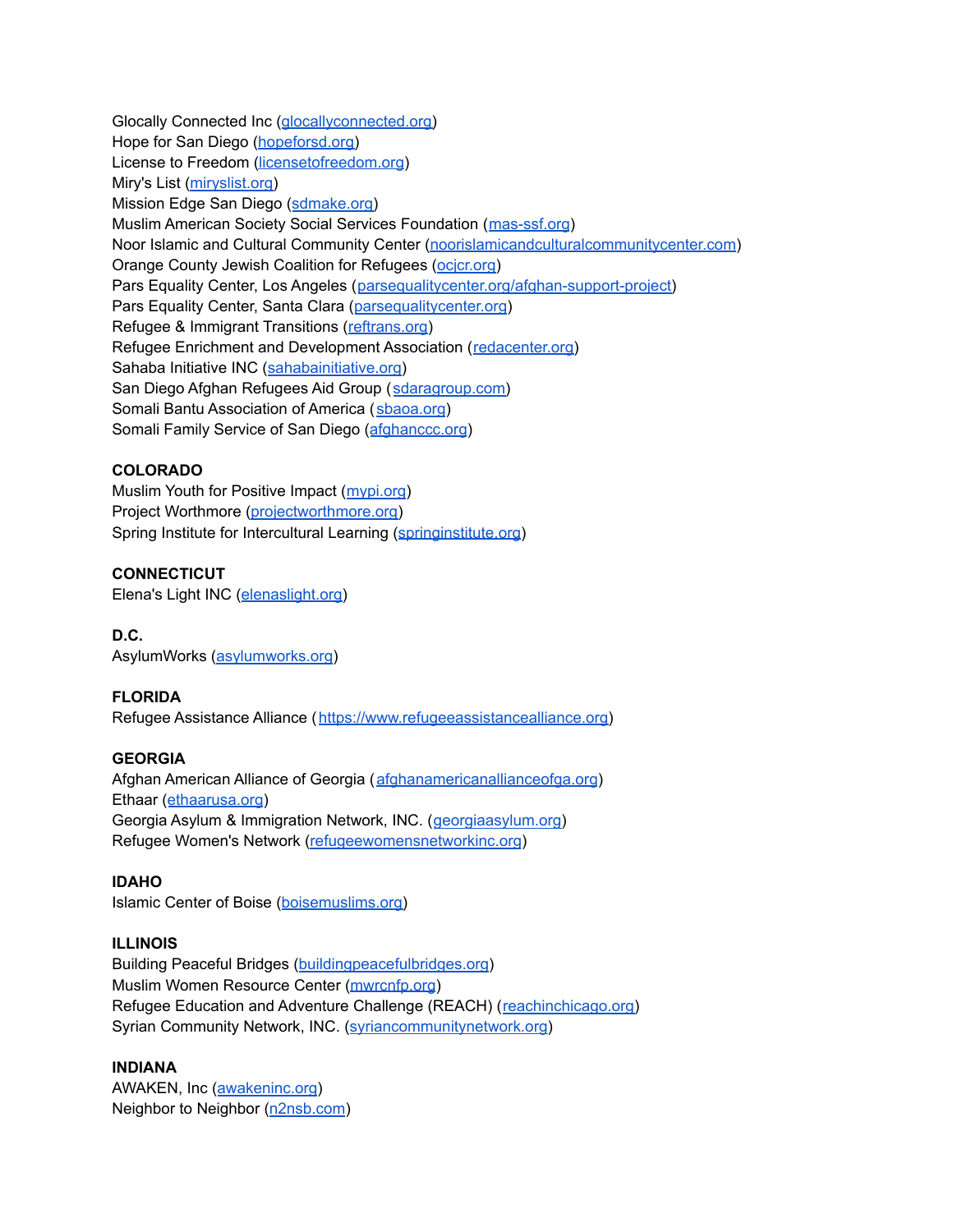Glocally Connected Inc (glocallyconnected.org)
Hope for San Diego (hopeforsd.org)
License to Freedom (licensetofreedom.org)
Miry's List (miryslist.org)
Mission Edge San Diego (sdmake.org)
Muslim American Society Social Services Foundation (mas-ssf.org)
Noor Islamic and Cultural Community Center (noorislamicandculturalcommunitycenter.com)
Orange County Jewish Coalition for Refugees (ocjcr.org)
Pars Equality Center, Los Angeles (parsequalitycenter.org/afghan-support-project)
Pars Equality Center, Santa Clara (parsequalitycenter.org)
Refugee & Immigrant Transitions (reftrans.org)
Refugee Enrichment and Development Association (redacenter.org)
Sahaba Initiative INC (sahabainitiative.org)
San Diego Afghan Refugees Aid Group (sdaragroup.com)
Somali Bantu Association of America (sbaoa.org)
Somali Family Service of San Diego (afghanccc.org)

**COLORADO**
Muslim Youth for Positive Impact (mypi.org)
Project Worthmore (projectworthmore.org)
Spring Institute for Intercultural Learning (springinstitute.org)

**CONNECTICUT**
Elena's Light INC (elenaslight.org)

**D.C.**
AsylumWorks (asylumworks.org)

**FLORIDA**
Refugee Assistance Alliance (https://www.refugeeassistancealliance.org)

**GEORGIA**
Afghan American Alliance of Georgia (afghanamericanallianceofga.org)
Ethaar (ethaarusa.org)
Georgia Asylum & Immigration Network, INC. (georgiaasylum.org)
Refugee Women's Network (refugeewomensnetworkinc.org)

**IDAHO**
Islamic Center of Boise (boisemuslims.org)

**ILLINOIS**
Building Peaceful Bridges (buildingpeacefulbridges.org)
Muslim Women Resource Center (mwrcnfp.org)
Refugee Education and Adventure Challenge (REACH) (reachinchicago.org)
Syrian Community Network, INC. (syriancommunitynetwork.org)

**INDIANA**
AWAKEN, Inc (awakeninc.org)
Neighbor to Neighbor (n2nsb.com)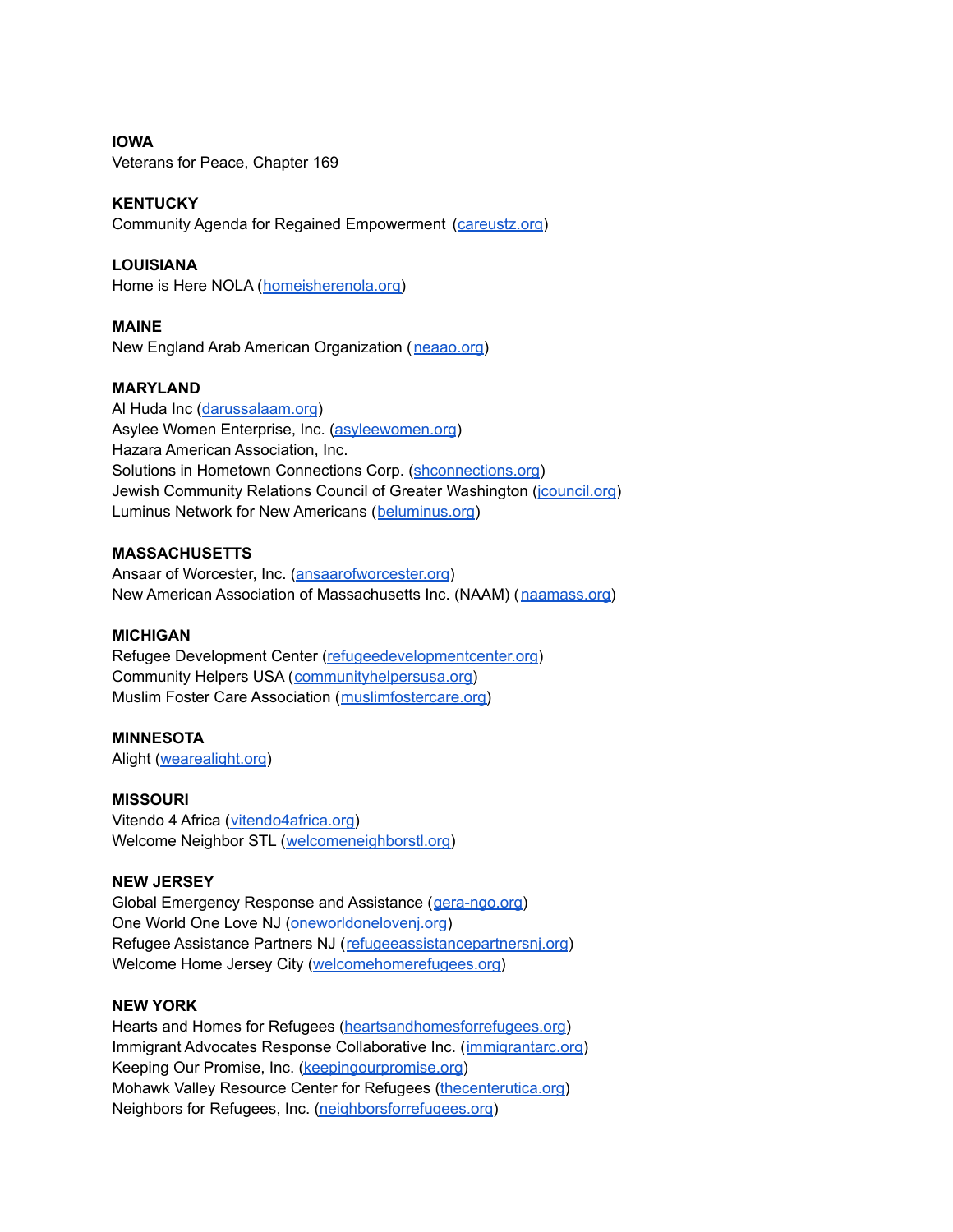**IOWA**
Veterans for Peace, Chapter 169

**KENTUCKY**
Community Agenda for Regained Empowerment (careustz.org)

**LOUISIANA**
Home is Here NOLA (homeisherenola.org)

**MAINE**
New England Arab American Organization (neaao.org)

**MARYLAND**
Al Huda Inc (darussalaam.org)
Asylee Women Enterprise, Inc. (asyleewomen.org)
Hazara American Association, Inc.
Solutions in Hometown Connections Corp. (shconnections.org)
Jewish Community Relations Council of Greater Washington (jcouncil.org)
Luminus Network for New Americans (beluminus.org)

**MASSACHUSETTS**
Ansaar of Worcester, Inc. (ansaarofworcester.org)
New American Association of Massachusetts Inc. (NAAM) (naamass.org)

**MICHIGAN**
Refugee Development Center (refugeedevelopmentcenter.org)
Community Helpers USA (communityhelpersusa.org)
Muslim Foster Care Association (muslimfostercare.org)

**MINNESOTA**
Alight (wearealight.org)

**MISSOURI**
Vitendo 4 Africa (vitendo4africa.org)
Welcome Neighbor STL (welcomeneighborstl.org)

**NEW JERSEY**
Global Emergency Response and Assistance (gera-ngo.org)
One World One Love NJ (oneworldonelovenj.org)
Refugee Assistance Partners NJ (refugeeassistancepartnersnj.org)
Welcome Home Jersey City (welcomehomerefugees.org)

**NEW YORK**
Hearts and Homes for Refugees (heartsandhomesforrefugees.org)
Immigrant Advocates Response Collaborative Inc. (immigrantarc.org)
Keeping Our Promise, Inc. (keepingourpromise.org)
Mohawk Valley Resource Center for Refugees (thecenterutica.org)
Neighbors for Refugees, Inc. (neighborsforrefugees.org)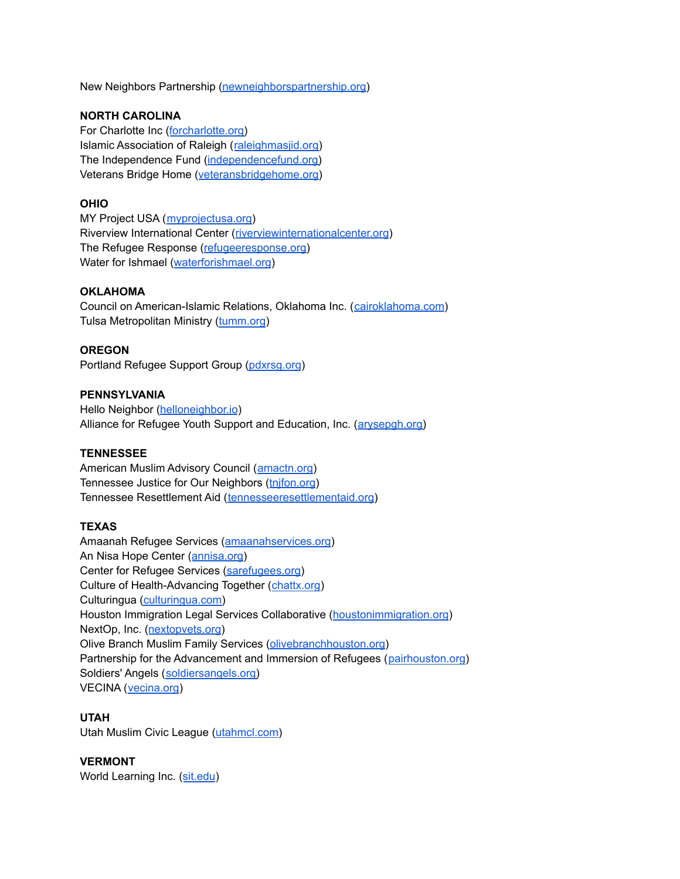New Neighbors Partnership (newneighborspartnership.org)

**NORTH CAROLINA**
For Charlotte Inc (forcharlotte.org)
Islamic Association of Raleigh (raleighmasjid.org)
The Independence Fund (independencefund.org)
Veterans Bridge Home (veteransbridgehome.org)

**OHIO**
MY Project USA (myprojectusa.org)
Riverview International Center (riverviewinternationalcenter.org)
The Refugee Response (refugeeresponse.org)
Water for Ishmael (waterforishmael.org)

**OKLAHOMA**
Council on American-Islamic Relations, Oklahoma Inc. (cairoklahoma.com)
Tulsa Metropolitan Ministry (tumm.org)

**OREGON**
Portland Refugee Support Group (pdxrsg.org)

**PENNSYLVANIA**
Hello Neighbor (helloneighbor.io)
Alliance for Refugee Youth Support and Education, Inc. (arysepgh.org)

**TENNESSEE**
American Muslim Advisory Council (amactn.org)
Tennessee Justice for Our Neighbors (tnjfon.org)
Tennessee Resettlement Aid (tennesseeresettlementaid.org)

**TEXAS**
Amaanah Refugee Services (amaanahservices.org)
An Nisa Hope Center (annisa.org)
Center for Refugee Services (sarefugees.org)
Culture of Health-Advancing Together (chattx.org)
Culturingua (culturingua.com)
Houston Immigration Legal Services Collaborative (houstonimmigration.org)
NextOp, Inc. (nextopvets.org)
Olive Branch Muslim Family Services (olivebranchhouston.org)
Partnership for the Advancement and Immersion of Refugees (pairhouston.org)
Soldiers' Angels (soldiersangels.org)
VECINA (vecina.org)

**UTAH**
Utah Muslim Civic League (utahmcl.com)

**VERMONT**
World Learning Inc. (sit.edu)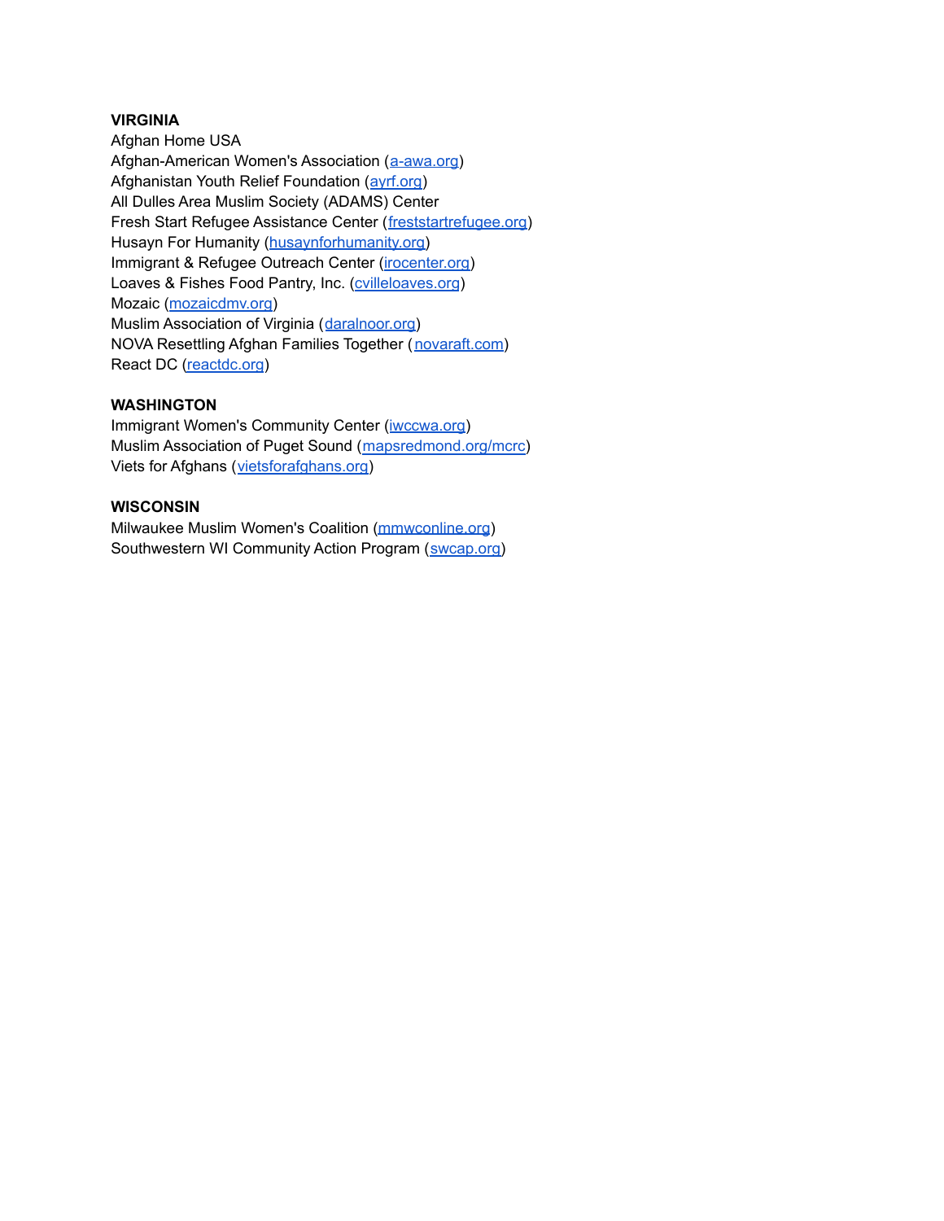**VIRGINIA**
Afghan Home USA
Afghan-American Women's Association (a-awa.org)
Afghanistan Youth Relief Foundation (ayrf.org)
All Dulles Area Muslim Society (ADAMS) Center
Fresh Start Refugee Assistance Center (freststartrefugee.org)
Husayn For Humanity (husaynforhumanity.org)
Immigrant & Refugee Outreach Center (irocenter.org)
Loaves & Fishes Food Pantry, Inc. (cvilleloaves.org)
Mozaic (mozaicdmv.org)
Muslim Association of Virginia (daralnoor.org)
NOVA Resettling Afghan Families Together (novaraft.com)
React DC (reactdc.org)

**WASHINGTON**
Immigrant Women's Community Center (iwccwa.org)
Muslim Association of Puget Sound (mapsredmond.org/mcrc)
Viets for Afghans (vietsforafghans.org)

**WISCONSIN**
Milwaukee Muslim Women's Coalition (mmwconline.org)
Southwestern WI Community Action Program (swcap.org)